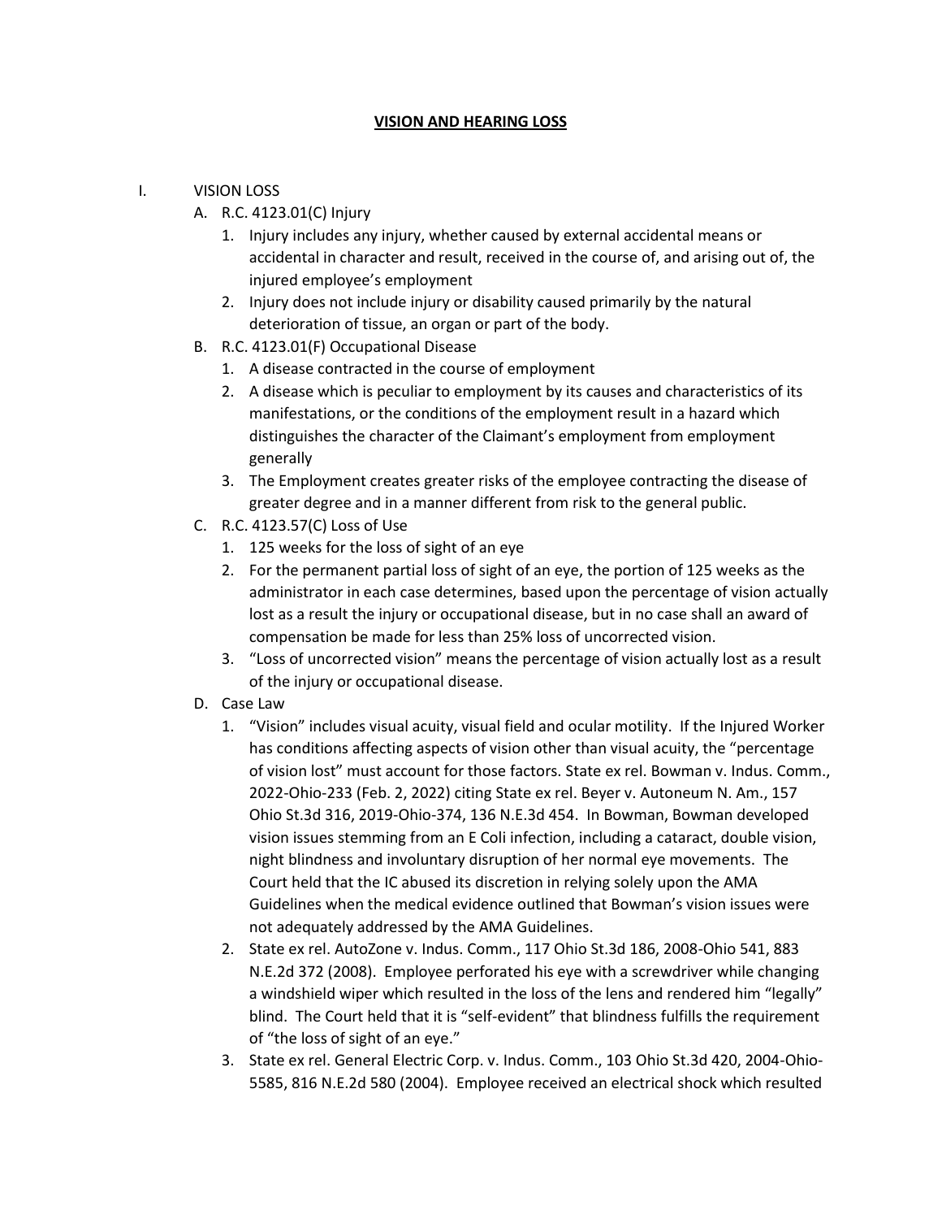**VISION AND HEARING LOSS**

I. VISION LOSS

   A. R.C. 4123.01(C) Injury

      1. Injury includes any injury, whether caused by external accidental means or accidental in character and result, received in the course of, and arising out of, the injured employee's employment

      2. Injury does not include injury or disability caused primarily by the natural deterioration of tissue, an organ or part of the body.

   B. R.C. 4123.01(F) Occupational Disease

      1. A disease contracted in the course of employment

      2. A disease which is peculiar to employment by its causes and characteristics of its manifestations, or the conditions of the employment result in a hazard which distinguishes the character of the Claimant's employment from employment generally

      3. The Employment creates greater risks of the employee contracting the disease of greater degree and in a manner different from risk to the general public.

   C. R.C. 4123.57(C) Loss of Use

      1. 125 weeks for the loss of sight of an eye

      2. For the permanent partial loss of sight of an eye, the portion of 125 weeks as the administrator in each case determines, based upon the percentage of vision actually lost as a result the injury or occupational disease, but in no case shall an award of compensation be made for less than 25% loss of uncorrected vision.

      3. "Loss of uncorrected vision" means the percentage of vision actually lost as a result of the injury or occupational disease.

   D. Case Law

      1. "Vision" includes visual acuity, visual field and ocular motility. If the Injured Worker has conditions affecting aspects of vision other than visual acuity, the "percentage of vision lost" must account for those factors. State ex rel. Bowman v. Indus. Comm., 2022-Ohio-233 (Feb. 2, 2022) citing State ex rel. Beyer v. Autoneum N. Am., 157 Ohio St.3d 316, 2019-Ohio-374, 136 N.E.3d 454. In Bowman, Bowman developed vision issues stemming from an E Coli infection, including a cataract, double vision, night blindness and involuntary disruption of her normal eye movements. The Court held that the IC abused its discretion in relying solely upon the AMA Guidelines when the medical evidence outlined that Bowman's vision issues were not adequately addressed by the AMA Guidelines.

      2. State ex rel. AutoZone v. Indus. Comm., 117 Ohio St.3d 186, 2008-Ohio 541, 883 N.E.2d 372 (2008). Employee perforated his eye with a screwdriver while changing a windshield wiper which resulted in the loss of the lens and rendered him "legally" blind. The Court held that it is "self-evident" that blindness fulfills the requirement of "the loss of sight of an eye."

      3. State ex rel. General Electric Corp. v. Indus. Comm., 103 Ohio St.3d 420, 2004-Ohio-5585, 816 N.E.2d 580 (2004). Employee received an electrical shock which resulted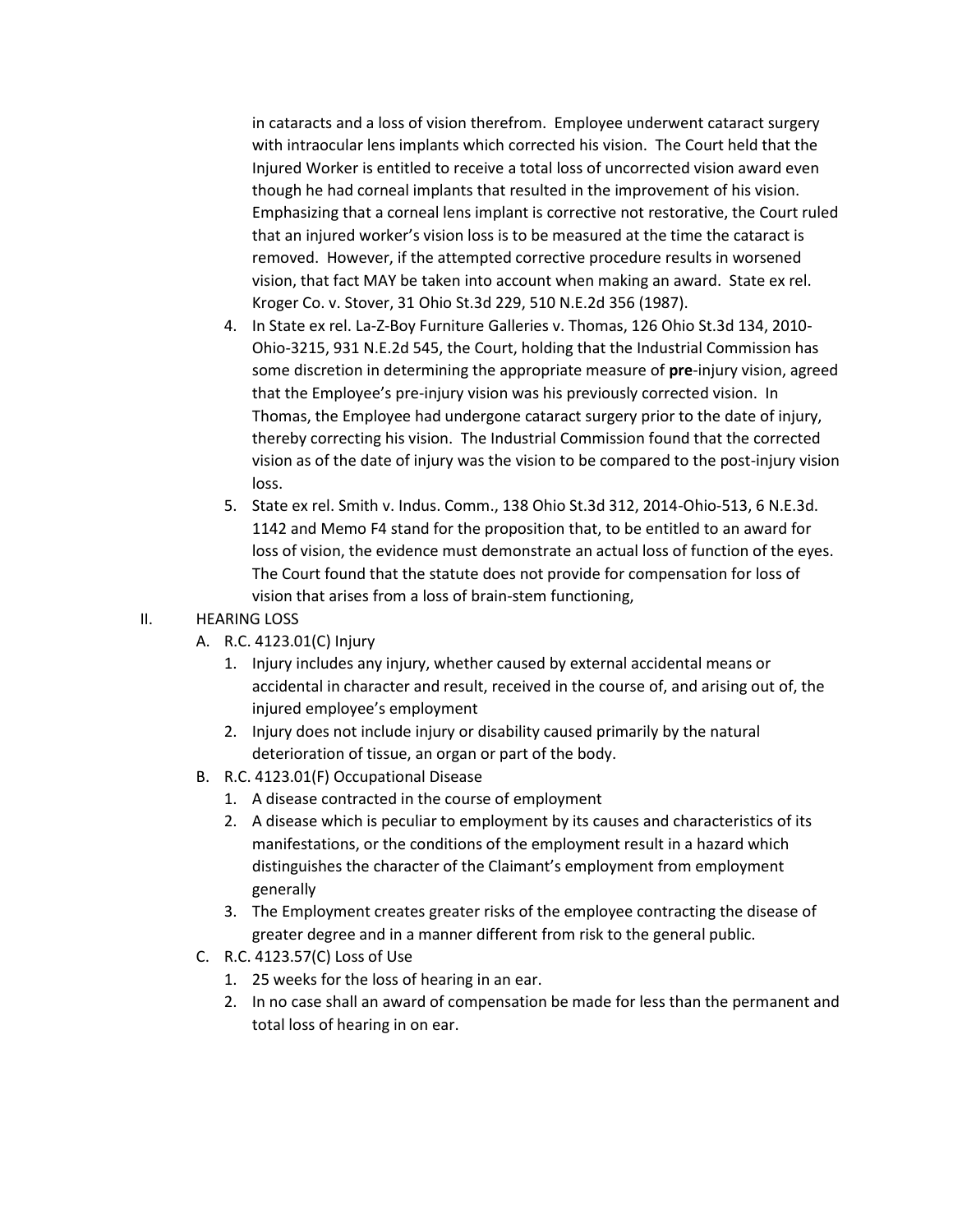in cataracts and a loss of vision therefrom. Employee underwent cataract surgery with intraocular lens implants which corrected his vision. The Court held that the Injured Worker is entitled to receive a total loss of uncorrected vision award even though he had corneal implants that resulted in the improvement of his vision. Emphasizing that a corneal lens implant is corrective not restorative, the Court ruled that an injured worker's vision loss is to be measured at the time the cataract is removed. However, if the attempted corrective procedure results in worsened vision, that fact MAY be taken into account when making an award. State ex rel. Kroger Co. v. Stover, 31 Ohio St.3d 229, 510 N.E.2d 356 (1987).

4. In State ex rel. La-Z-Boy Furniture Galleries v. Thomas, 126 Ohio St.3d 134, 2010-Ohio-3215, 931 N.E.2d 545, the Court, holding that the Industrial Commission has some discretion in determining the appropriate measure of **pre**-injury vision, agreed that the Employee's pre-injury vision was his previously corrected vision. In Thomas, the Employee had undergone cataract surgery prior to the date of injury, thereby correcting his vision. The Industrial Commission found that the corrected vision as of the date of injury was the vision to be compared to the post-injury vision loss.
5. State ex rel. Smith v. Indus. Comm., 138 Ohio St.3d 312, 2014-Ohio-513, 6 N.E.3d. 1142 and Memo F4 stand for the proposition that, to be entitled to an award for loss of vision, the evidence must demonstrate an actual loss of function of the eyes. The Court found that the statute does not provide for compensation for loss of vision that arises from a loss of brain-stem functioning,

II. HEARING LOSS

A. R.C. 4123.01(C) Injury

1. Injury includes any injury, whether caused by external accidental means or accidental in character and result, received in the course of, and arising out of, the injured employee's employment
2. Injury does not include injury or disability caused primarily by the natural deterioration of tissue, an organ or part of the body.

B. R.C. 4123.01(F) Occupational Disease

1. A disease contracted in the course of employment
2. A disease which is peculiar to employment by its causes and characteristics of its manifestations, or the conditions of the employment result in a hazard which distinguishes the character of the Claimant's employment from employment generally
3. The Employment creates greater risks of the employee contracting the disease of greater degree and in a manner different from risk to the general public.

C. R.C. 4123.57(C) Loss of Use

1. 25 weeks for the loss of hearing in an ear.
2. In no case shall an award of compensation be made for less than the permanent and total loss of hearing in on ear.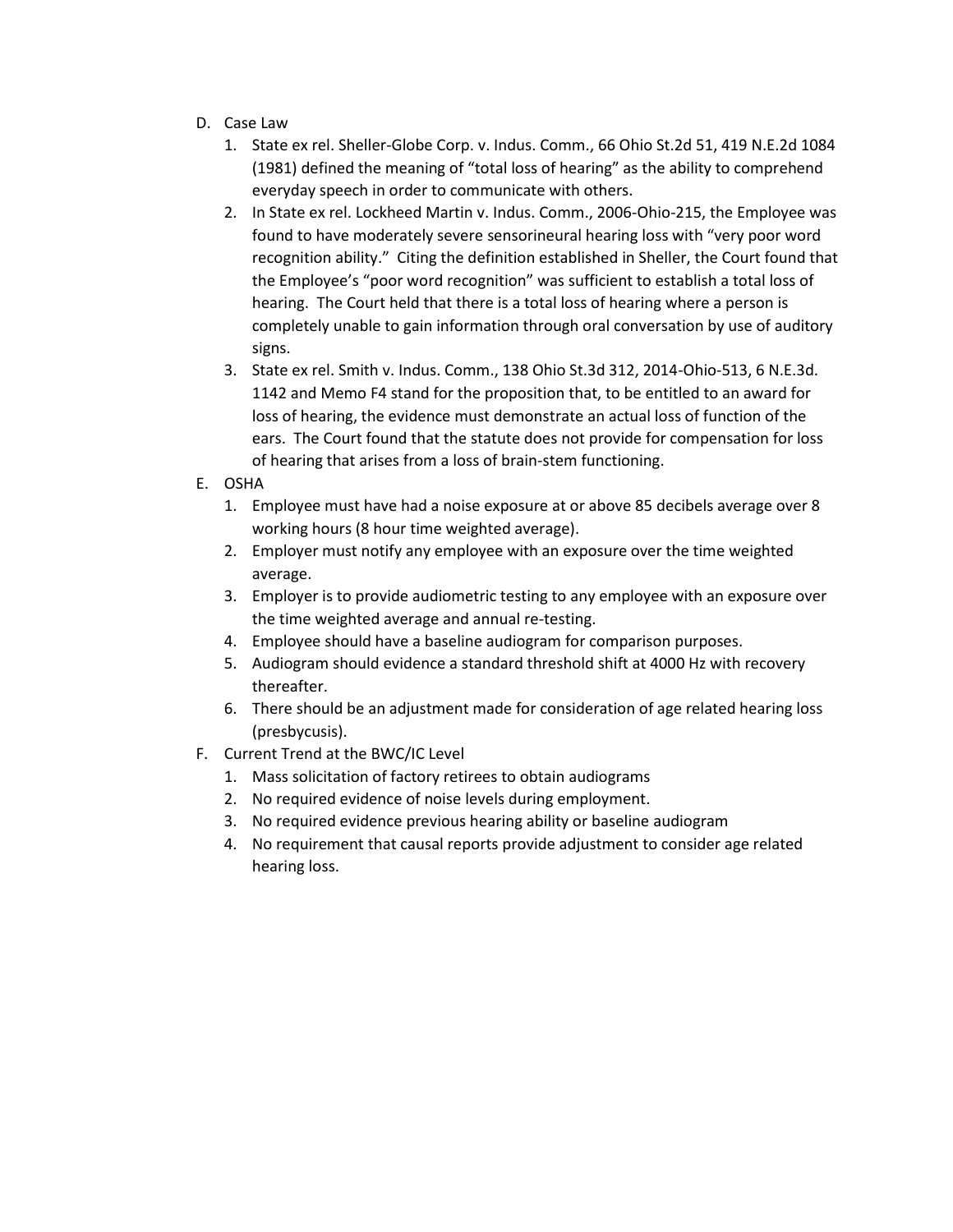D. Case Law
   1. State ex rel. Sheller-Globe Corp. v. Indus. Comm., 66 Ohio St.2d 51, 419 N.E.2d 1084 (1981) defined the meaning of "total loss of hearing" as the ability to comprehend everyday speech in order to communicate with others.
   2. In State ex rel. Lockheed Martin v. Indus. Comm., 2006-Ohio-215, the Employee was found to have moderately severe sensorineural hearing loss with "very poor word recognition ability." Citing the definition established in Sheller, the Court found that the Employee's "poor word recognition" was sufficient to establish a total loss of hearing. The Court held that there is a total loss of hearing where a person is completely unable to gain information through oral conversation by use of auditory signs.
   3. State ex rel. Smith v. Indus. Comm., 138 Ohio St.3d 312, 2014-Ohio-513, 6 N.E.3d. 1142 and Memo F4 stand for the proposition that, to be entitled to an award for loss of hearing, the evidence must demonstrate an actual loss of function of the ears. The Court found that the statute does not provide for compensation for loss of hearing that arises from a loss of brain-stem functioning.

E. OSHA
   1. Employee must have had a noise exposure at or above 85 decibels average over 8 working hours (8 hour time weighted average).
   2. Employer must notify any employee with an exposure over the time weighted average.
   3. Employer is to provide audiometric testing to any employee with an exposure over the time weighted average and annual re-testing.
   4. Employee should have a baseline audiogram for comparison purposes.
   5. Audiogram should evidence a standard threshold shift at 4000 Hz with recovery thereafter.
   6. There should be an adjustment made for consideration of age related hearing loss (presbycusis).

F. Current Trend at the BWC/IC Level
   1. Mass solicitation of factory retirees to obtain audiograms
   2. No required evidence of noise levels during employment.
   3. No required evidence previous hearing ability or baseline audiogram
   4. No requirement that causal reports provide adjustment to consider age related hearing loss.